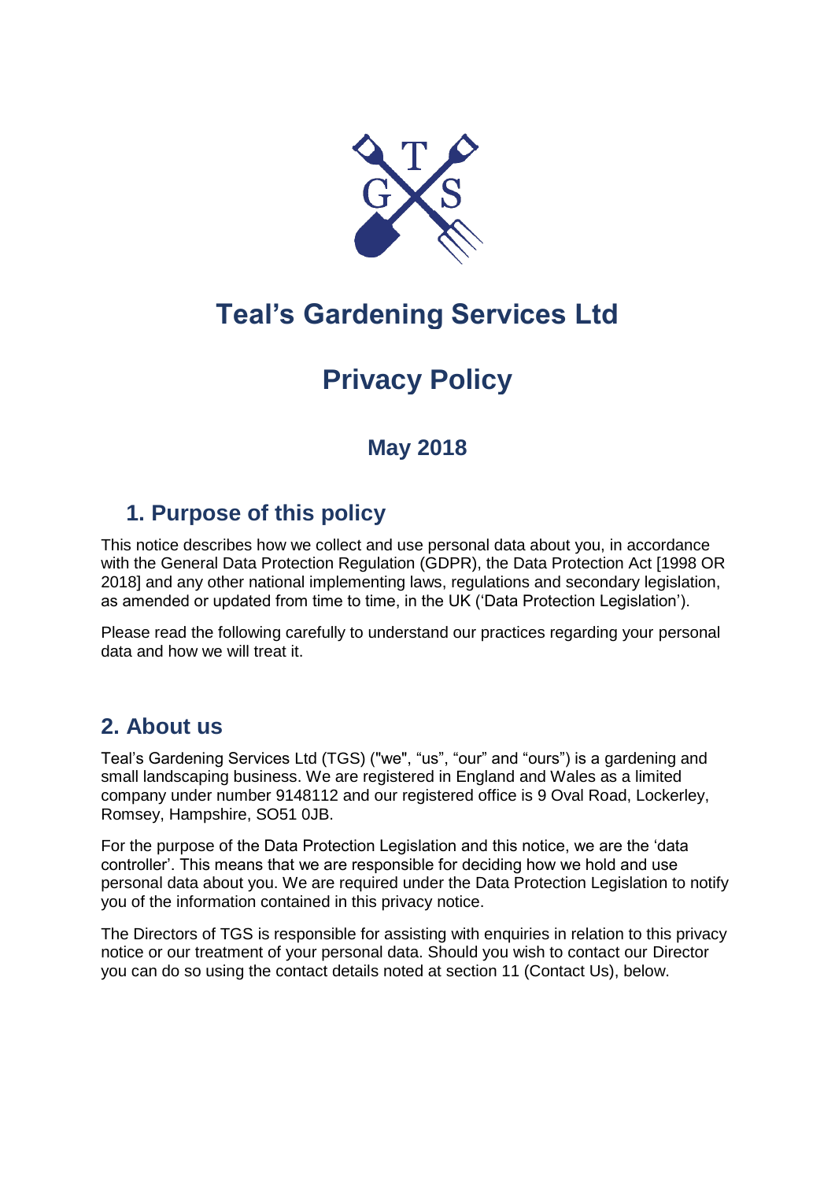# Teal's Gardening Services Ltd

# Privacy Policy

### May 2018

## 1. Purpose of this policy

This notice describes how we collect and use personal data about you, in accordance with the General Data Protection Regulation (GDPR), the Data Protection Act [1998 OR 2018] and any other national implementing laws, regulations and secondary legislation, as amended or updated from time to time, in the UK ('Data Protection Legislation').

Please read the following carefully to understand our practices regarding your personal data and how we will treat it.

## 2. About us

Teal's Gardening Services Ltd (TGS) ("we", "us", "our" and "ours") is a gardening and small landscaping business. We are registered in England and Wales as a limited company under number 9148112 and our registered office is 9 Oval Road, Lockerley, Romsey, Hampshire, SO51 0JB.

For the purpose of the Data Protection Legislation and this notice, we are the 'data controller'. This means that we are responsible for deciding how we hold and use personal data about you. We are required under the Data Protection Legislation to notify you of the information contained in this privacy notice.

The Directors of TGS is responsible for assisting with enquiries in relation to this privacy notice or our treatment of your personal data. Should you wish to contact our Director you can do so using the contact details noted at section 11 (Contact Us), below.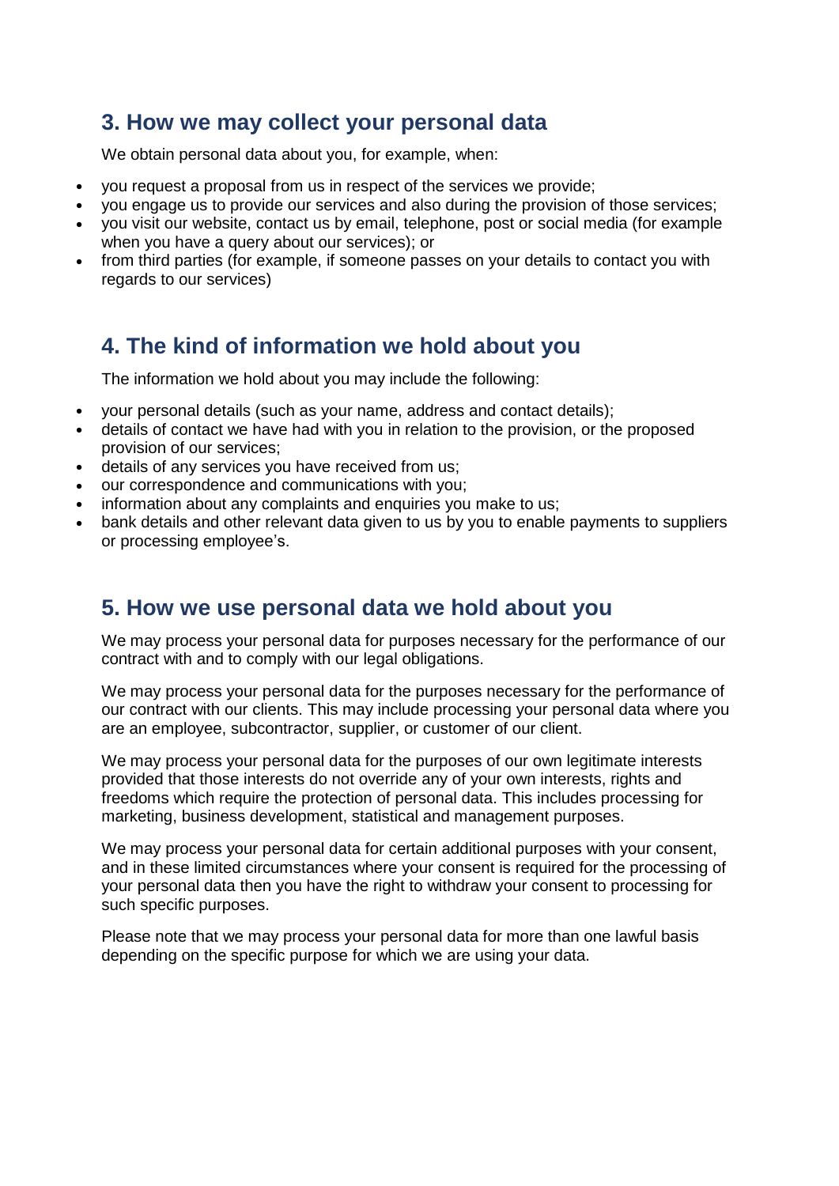## 3. How we may collect your personal data

We obtain personal data about you, for example, when:

- you request a proposal from us in respect of the services we provide;
- you engage us to provide our services and also during the provision of those services;
- you visit our website, contact us by email, telephone, post or social media (for example when you have a query about our services); or
- from third parties (for example, if someone passes on your details to contact you with regards to our services)

## 4. The kind of information we hold about you

The information we hold about you may include the following:

- your personal details (such as your name, address and contact details);
- details of contact we have had with you in relation to the provision, or the proposed provision of our services;
- details of any services you have received from us;
- our correspondence and communications with you;
- information about any complaints and enquiries you make to us;
- bank details and other relevant data given to us by you to enable payments to suppliers or processing employee's.

## 5. How we use personal data we hold about you

We may process your personal data for purposes necessary for the performance of our contract with and to comply with our legal obligations.

We may process your personal data for the purposes necessary for the performance of our contract with our clients. This may include processing your personal data where you are an employee, subcontractor, supplier, or customer of our client.

We may process your personal data for the purposes of our own legitimate interests provided that those interests do not override any of your own interests, rights and freedoms which require the protection of personal data. This includes processing for marketing, business development, statistical and management purposes.

We may process your personal data for certain additional purposes with your consent, and in these limited circumstances where your consent is required for the processing of your personal data then you have the right to withdraw your consent to processing for such specific purposes.

Please note that we may process your personal data for more than one lawful basis depending on the specific purpose for which we are using your data.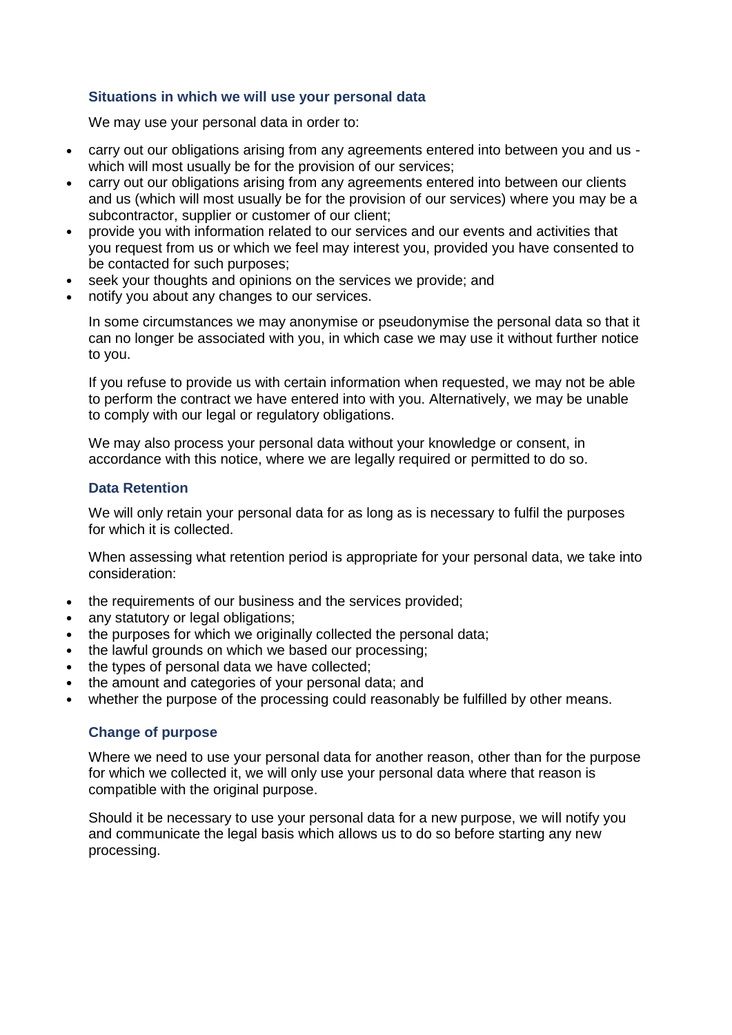### Situations in which we will use your personal data

We may use your personal data in order to:

- carry out our obligations arising from any agreements entered into between you and us - which will most usually be for the provision of our services;
- carry out our obligations arising from any agreements entered into between our clients and us (which will most usually be for the provision of our services) where you may be a subcontractor, supplier or customer of our client;
- provide you with information related to our services and our events and activities that you request from us or which we feel may interest you, provided you have consented to be contacted for such purposes;
- seek your thoughts and opinions on the services we provide; and
- notify you about any changes to our services.

In some circumstances we may anonymise or pseudonymise the personal data so that it can no longer be associated with you, in which case we may use it without further notice to you.

If you refuse to provide us with certain information when requested, we may not be able to perform the contract we have entered into with you. Alternatively, we may be unable to comply with our legal or regulatory obligations.

We may also process your personal data without your knowledge or consent, in accordance with this notice, where we are legally required or permitted to do so.

### Data Retention

We will only retain your personal data for as long as is necessary to fulfil the purposes for which it is collected.

When assessing what retention period is appropriate for your personal data, we take into consideration:

- the requirements of our business and the services provided;
- any statutory or legal obligations;
- the purposes for which we originally collected the personal data;
- the lawful grounds on which we based our processing;
- the types of personal data we have collected;
- the amount and categories of your personal data; and
- whether the purpose of the processing could reasonably be fulfilled by other means.

### Change of purpose

Where we need to use your personal data for another reason, other than for the purpose for which we collected it, we will only use your personal data where that reason is compatible with the original purpose.

Should it be necessary to use your personal data for a new purpose, we will notify you and communicate the legal basis which allows us to do so before starting any new processing.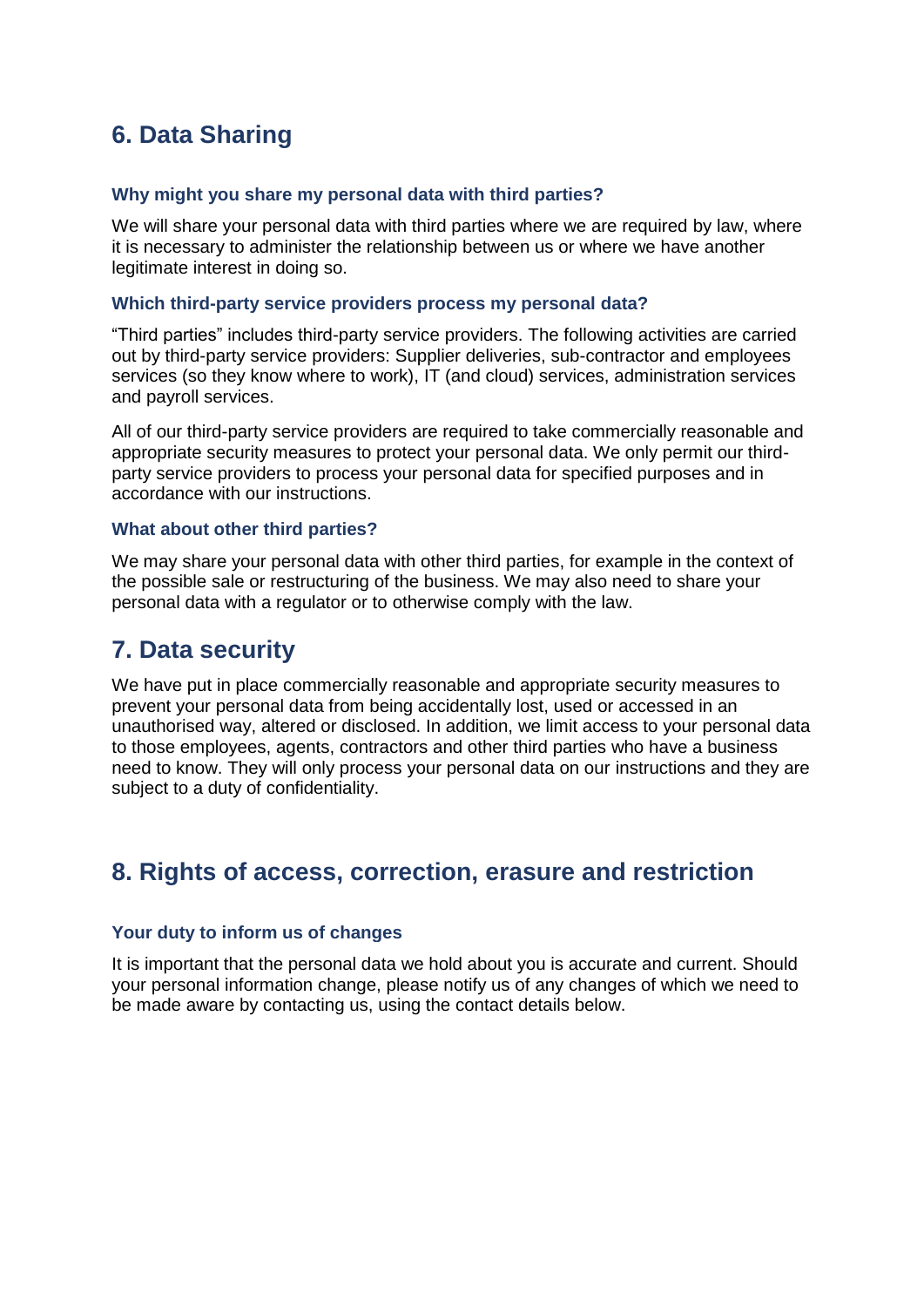## 6. Data Sharing

### Why might you share my personal data with third parties?

We will share your personal data with third parties where we are required by law, where it is necessary to administer the relationship between us or where we have another legitimate interest in doing so.

### Which third-party service providers process my personal data?

“Third parties” includes third-party service providers. The following activities are carried out by third-party service providers: Supplier deliveries, sub-contractor and employees services (so they know where to work), IT (and cloud) services, administration services and payroll services.

All of our third-party service providers are required to take commercially reasonable and appropriate security measures to protect your personal data. We only permit our third-party service providers to process your personal data for specified purposes and in accordance with our instructions.

### What about other third parties?

We may share your personal data with other third parties, for example in the context of the possible sale or restructuring of the business. We may also need to share your personal data with a regulator or to otherwise comply with the law.

## 7. Data security

We have put in place commercially reasonable and appropriate security measures to prevent your personal data from being accidentally lost, used or accessed in an unauthorised way, altered or disclosed. In addition, we limit access to your personal data to those employees, agents, contractors and other third parties who have a business need to know. They will only process your personal data on our instructions and they are subject to a duty of confidentiality.

## 8. Rights of access, correction, erasure and restriction

### Your duty to inform us of changes

It is important that the personal data we hold about you is accurate and current. Should your personal information change, please notify us of any changes of which we need to be made aware by contacting us, using the contact details below.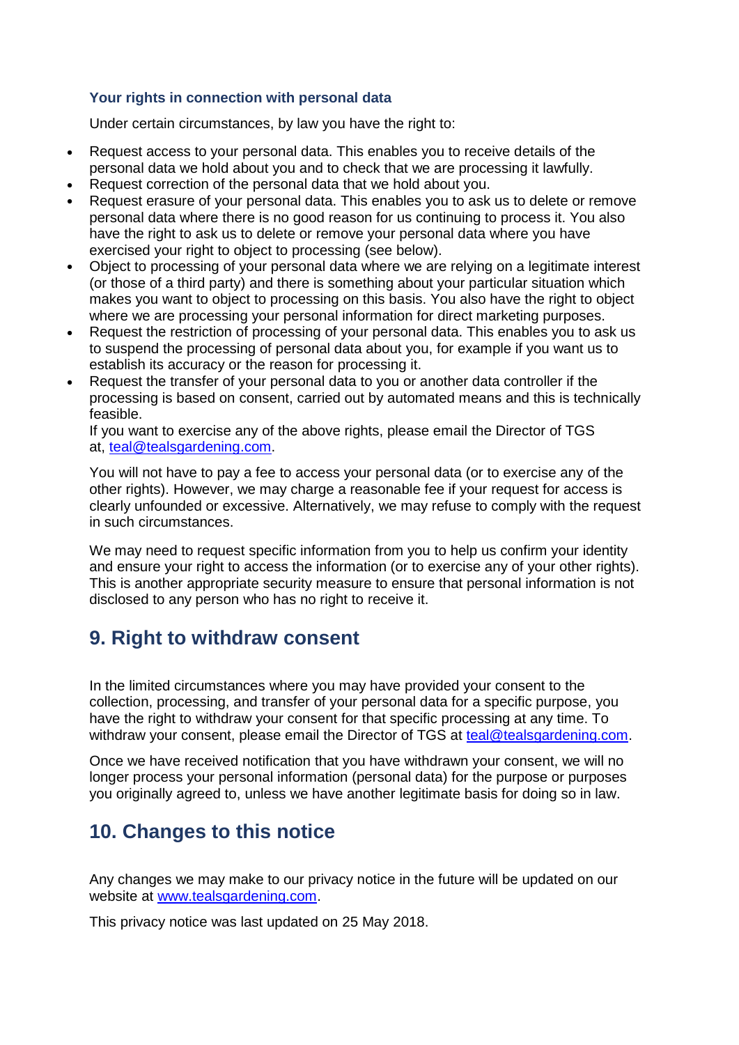### Your rights in connection with personal data

Under certain circumstances, by law you have the right to:

- Request access to your personal data. This enables you to receive details of the personal data we hold about you and to check that we are processing it lawfully.
- Request correction of the personal data that we hold about you.
- Request erasure of your personal data. This enables you to ask us to delete or remove personal data where there is no good reason for us continuing to process it. You also have the right to ask us to delete or remove your personal data where you have exercised your right to object to processing (see below).
- Object to processing of your personal data where we are relying on a legitimate interest (or those of a third party) and there is something about your particular situation which makes you want to object to processing on this basis. You also have the right to object where we are processing your personal information for direct marketing purposes.
- Request the restriction of processing of your personal data. This enables you to ask us to suspend the processing of personal data about you, for example if you want us to establish its accuracy or the reason for processing it.
- Request the transfer of your personal data to you or another data controller if the processing is based on consent, carried out by automated means and this is technically feasible.
  If you want to exercise any of the above rights, please email the Director of TGS at, teal@tealsgardening.com.

You will not have to pay a fee to access your personal data (or to exercise any of the other rights). However, we may charge a reasonable fee if your request for access is clearly unfounded or excessive. Alternatively, we may refuse to comply with the request in such circumstances.

We may need to request specific information from you to help us confirm your identity and ensure your right to access the information (or to exercise any of your other rights). This is another appropriate security measure to ensure that personal information is not disclosed to any person who has no right to receive it.

## 9. Right to withdraw consent

In the limited circumstances where you may have provided your consent to the collection, processing, and transfer of your personal data for a specific purpose, you have the right to withdraw your consent for that specific processing at any time. To withdraw your consent, please email the Director of TGS at teal@tealsgardening.com.

Once we have received notification that you have withdrawn your consent, we will no longer process your personal information (personal data) for the purpose or purposes you originally agreed to, unless we have another legitimate basis for doing so in law.

## 10. Changes to this notice

Any changes we may make to our privacy notice in the future will be updated on our website at www.tealsgardening.com.

This privacy notice was last updated on 25 May 2018.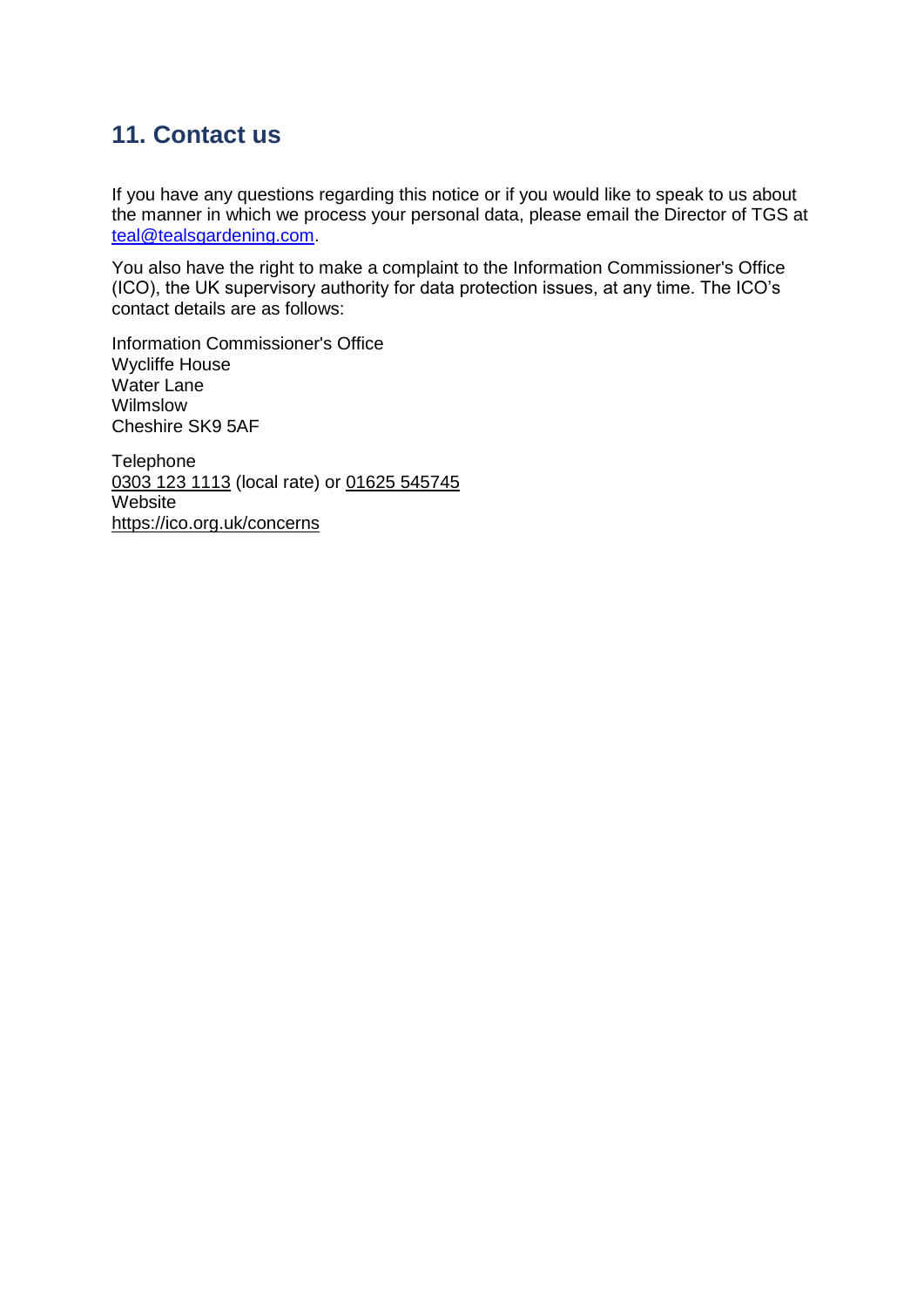## 11. Contact us

If you have any questions regarding this notice or if you would like to speak to us about the manner in which we process your personal data, please email the Director of TGS at teal@tealsgardening.com.

You also have the right to make a complaint to the Information Commissioner's Office (ICO), the UK supervisory authority for data protection issues, at any time. The ICO's contact details are as follows:

Information Commissioner's Office  
Wycliffe House  
Water Lane  
Wilmslow  
Cheshire SK9 5AF

Telephone  
0303 123 1113 (local rate) or 01625 545745  
Website  
https://ico.org.uk/concerns